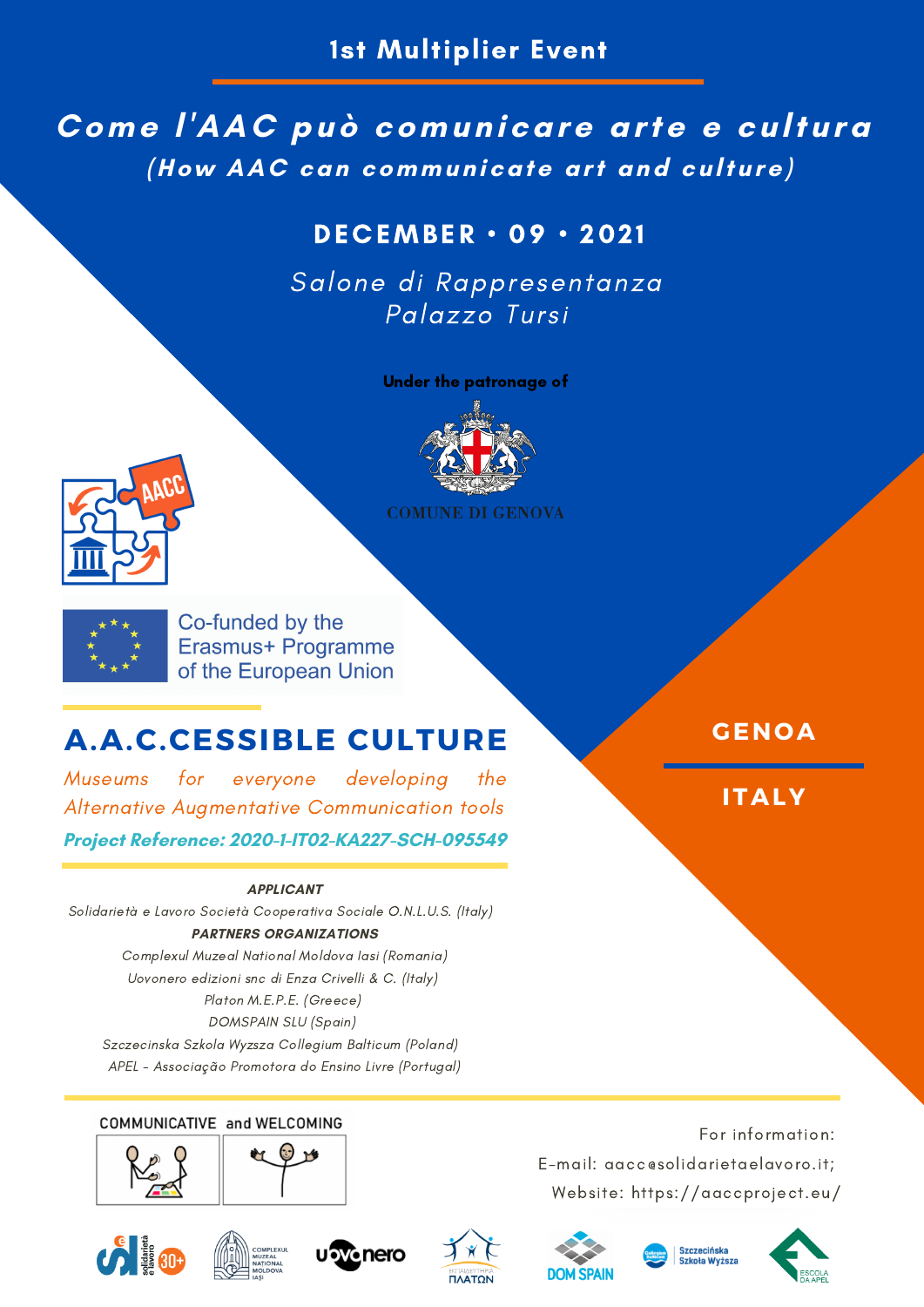1st Multiplier Event

# Come l'AAC può comunicare arte e cultura

## (How AAC can communicate art and culture)

**DECEMBER • 09 • 2021**

*Salone di Rappresentanza*
*Palazzo Tursi*

**Under the patronage of**

COMUNE DI GENOVA

AACC

Co-funded by the Erasmus+ Programme of the European Union

**GENOA**

**ITALY**

## A.A.C.CESSIBLE CULTURE

*Museums for everyone developing the Alternative Augmentative Communication tools*

***Project Reference: 2020-1-IT02-KA227-SCH-095549***

***APPLICANT***

*Solidarietà e Lavoro Società Cooperativa Sociale O.N.L.U.S. (Italy)*

***PARTNERS ORGANIZATIONS***

*Complexul Muzeal National Moldova Iasi (Romania)*
*Uovonero edizioni snc di Enza Crivelli & C. (Italy)*
*Platon M.E.P.E. (Greece)*
*DOMSPAIN SLU (Spain)*
*Szczecinska Szkola Wyzsza Collegium Balticum (Poland)*
*APEL - Associação Promotora do Ensino Livre (Portugal)*

COMMUNICATIVE and WELCOMING

For information:
E-mail: aacc@solidarietaelavoro.it;
Website: https://aaccproject.eu/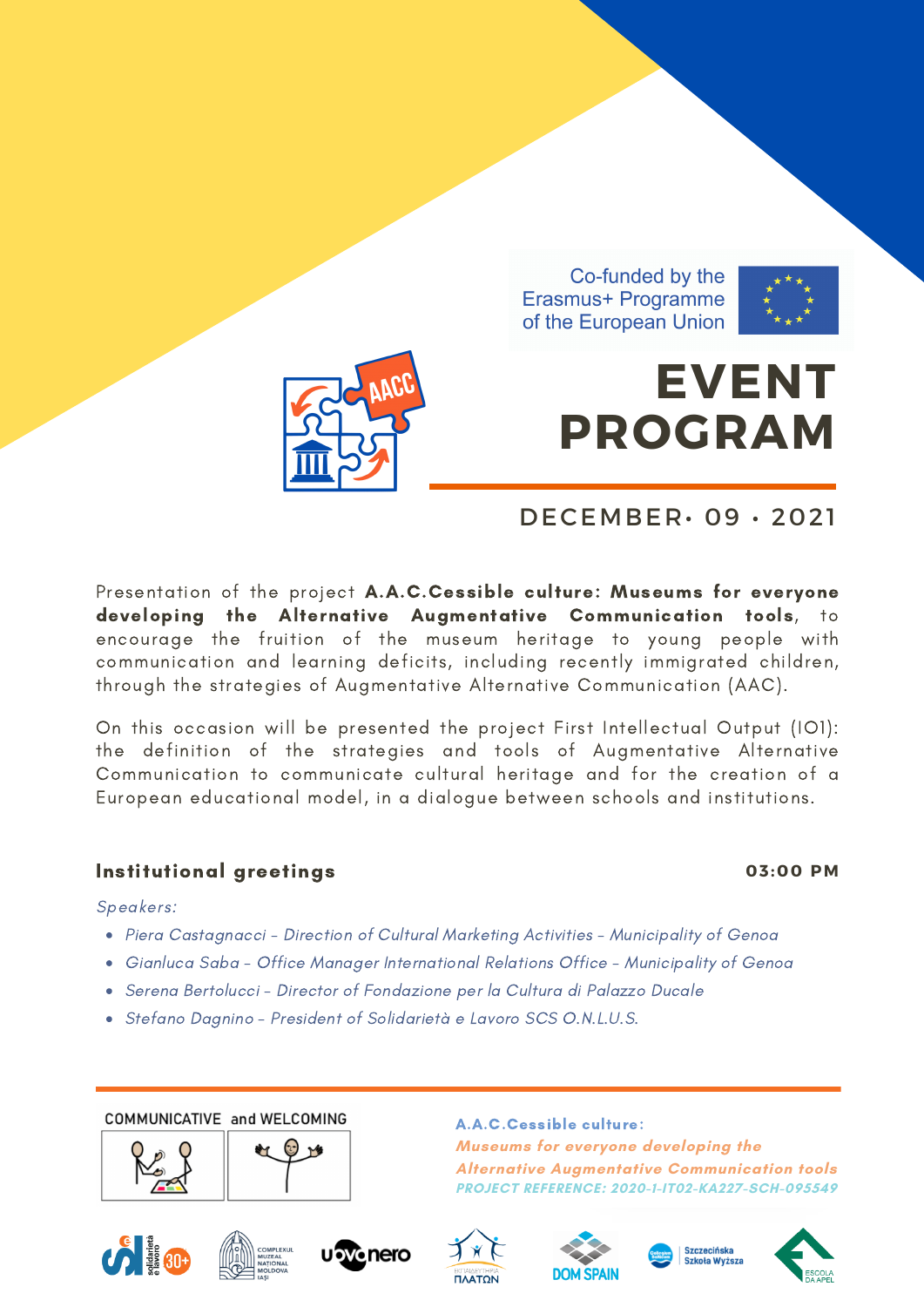Co-funded by the Erasmus+ Programme of the European Union

# EVENT PROGRAM

DECEMBER· 09 · 2021

Presentation of the project **A.A.C.Cessible culture: Museums for everyone developing the Alternative Augmentative Communication tools**, to encourage the fruition of the museum heritage to young people with communication and learning deficits, including recently immigrated children, through the strategies of Augmentative Alternative Communication (AAC).

On this occasion will be presented the project First Intellectual Output (IO1): the definition of the strategies and tools of Augmentative Alternative Communication to communicate cultural heritage and for the creation of a European educational model, in a dialogue between schools and institutions.

## Institutional greetings — 03:00 PM

*Speakers:*

- *Piera Castagnacci - Direction of Cultural Marketing Activities - Municipality of Genoa*
- *Gianluca Saba - Office Manager International Relations Office - Municipality of Genoa*
- *Serena Bertolucci - Director of Fondazione per la Cultura di Palazzo Ducale*
- *Stefano Dagnino - President of Solidarietà e Lavoro SCS O.N.L.U.S.*

COMMUNICATIVE and WELCOMING

**A.A.C.Cessible culture:**
***Museums for everyone developing the Alternative Augmentative Communication tools***
***PROJECT REFERENCE: 2020-1-IT02-KA227-SCH-095549***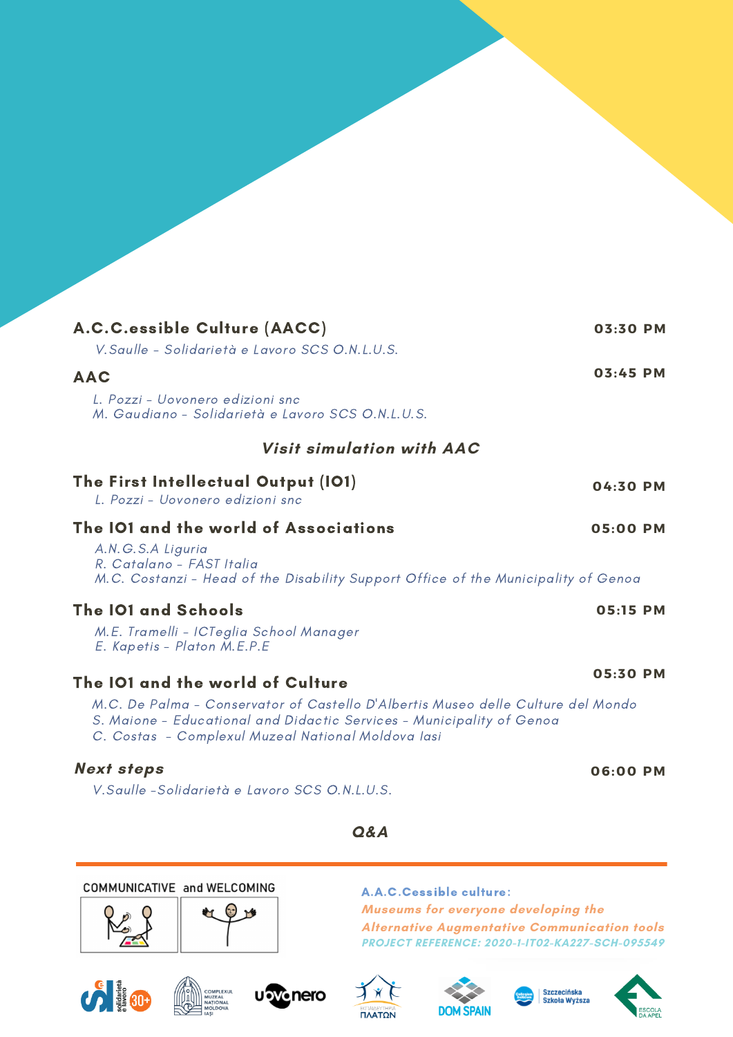**A.C.C.essible Culture (AACC)** — 03:30 PM

*V.Saulle - Solidarietà e Lavoro SCS O.N.L.U.S.*

**AAC** — 03:45 PM

*L. Pozzi - Uovonero edizioni snc*
*M. Gaudiano - Solidarietà e Lavoro SCS O.N.L.U.S.*

***Visit simulation with AAC***

**The First Intellectual Output (IO1)** — 04:30 PM

*L. Pozzi - Uovonero edizioni snc*

**The IO1 and the world of Associations** — 05:00 PM

*A.N.G.S.A Liguria*
*R. Catalano - FAST Italia*
*M.C. Costanzi - Head of the Disability Support Office of the Municipality of Genoa*

**The IO1 and Schools** — 05:15 PM

*M.E. Tramelli - ICTeglia School Manager*
*E. Kapetis - Platon M.E.P.E*

**The IO1 and the world of Culture** — 05:30 PM

*M.C. De Palma - Conservator of Castello D'Albertis Museo delle Culture del Mondo*
*S. Maione - Educational and Didactic Services - Municipality of Genoa*
*C. Costas - Complexul Muzeal National Moldova Iasi*

***Next steps*** — 06:00 PM

*V.Saulle -Solidarietà e Lavoro SCS O.N.L.U.S.*

***Q&A***

---

COMMUNICATIVE and WELCOMING

**A.A.C.Cessible culture:**
*Museums for everyone developing the Alternative Augmentative Communication tools*
*PROJECT REFERENCE: 2020-1-IT02-KA227-SCH-095549*